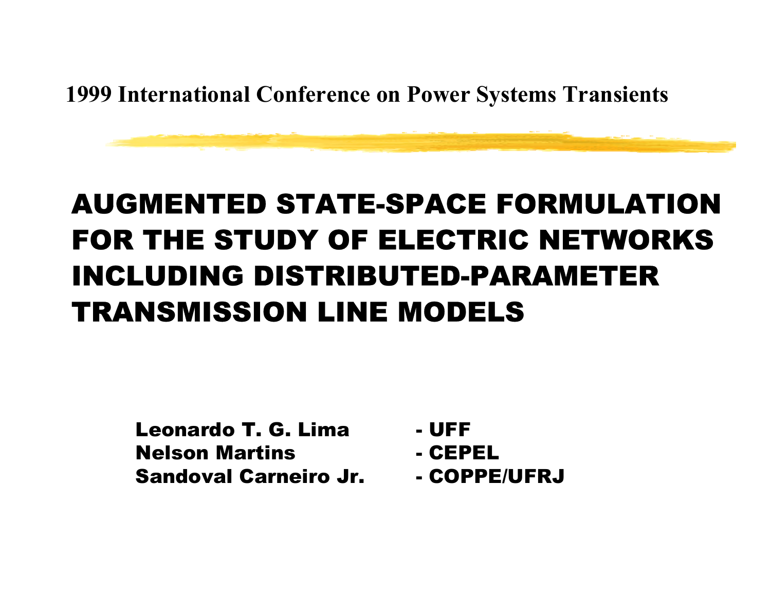1999 International Conference on Power Systems Transients

# AUGMENTED STATE-SPACE FORMULATION FOR THE STUDY OF ELECTRIC NETWORKS INCLUDING DISTRIBUTED-PARAMETER TRANSMISSION LINE MODELS

**Leonardo T. G. Lima** - UFF
**Nelson Martins** - CEPEL
**Sandoval Carneiro Jr.** - COPPE/UFRJ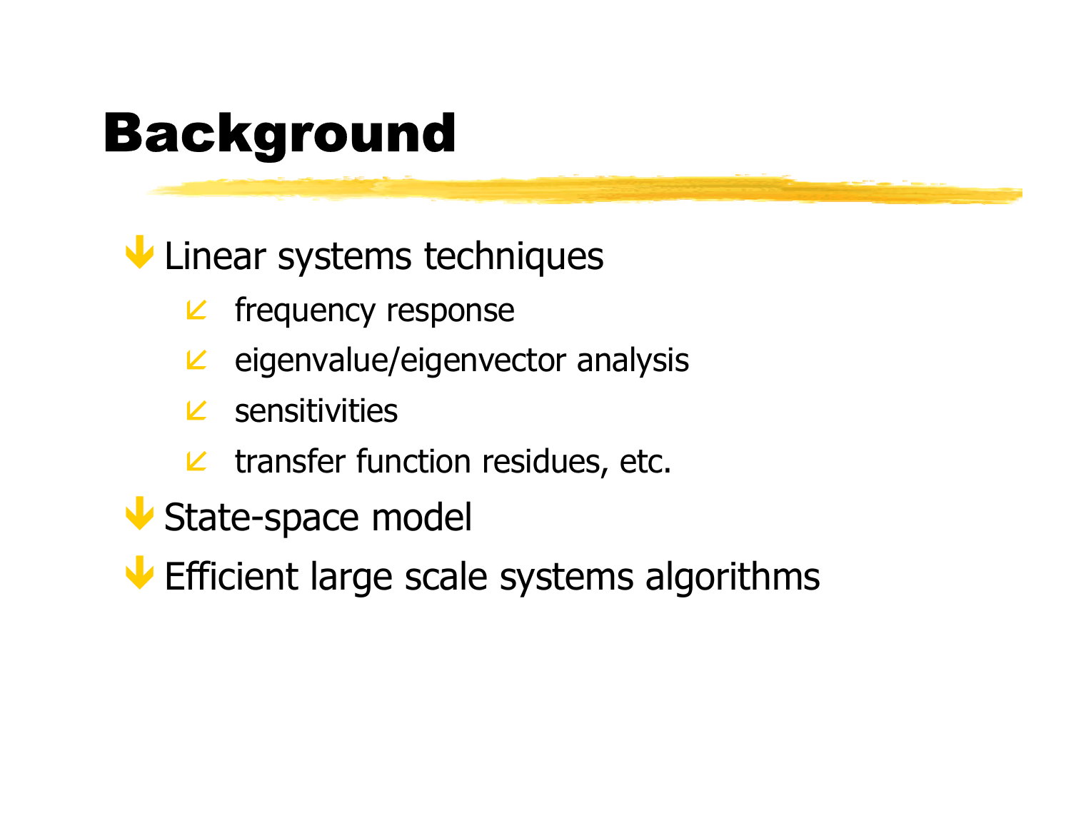# Background

- Linear systems techniques
  - frequency response
  - eigenvalue/eigenvector analysis
  - sensitivities
  - transfer function residues, etc.
- State-space model
- Efficient large scale systems algorithms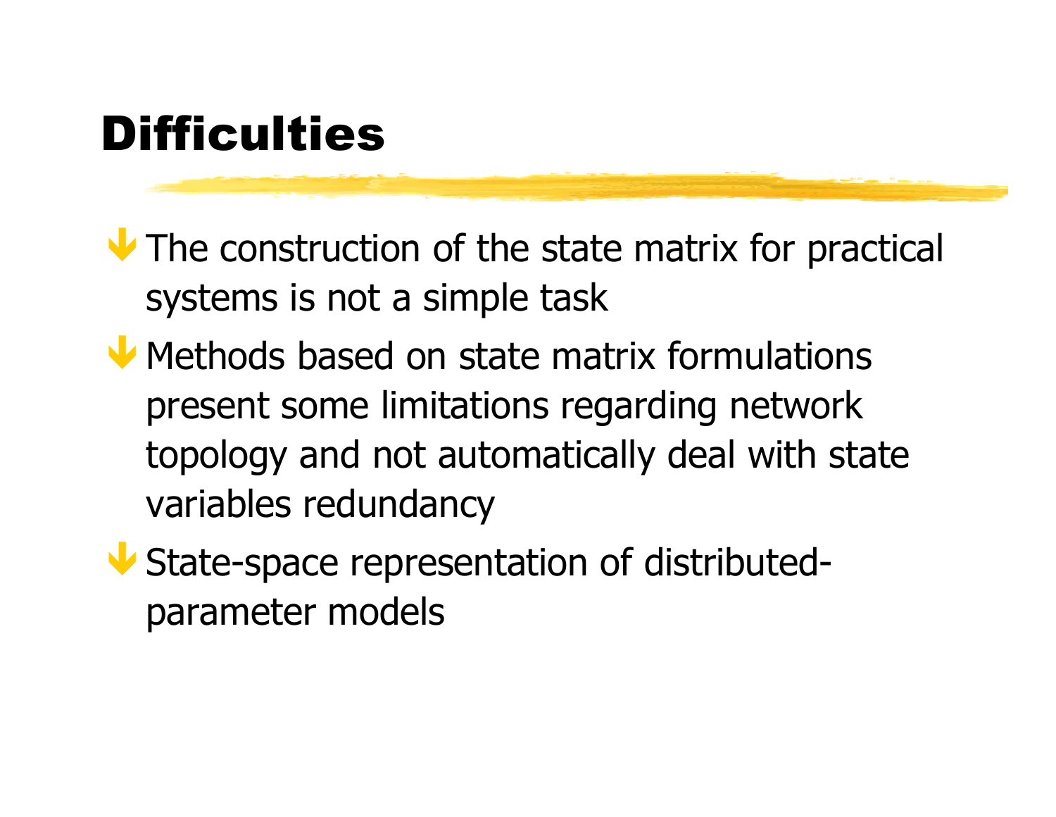# Difficulties

- The construction of the state matrix for practical systems is not a simple task
- Methods based on state matrix formulations present some limitations regarding network topology and not automatically deal with state variables redundancy
- State-space representation of distributed-parameter models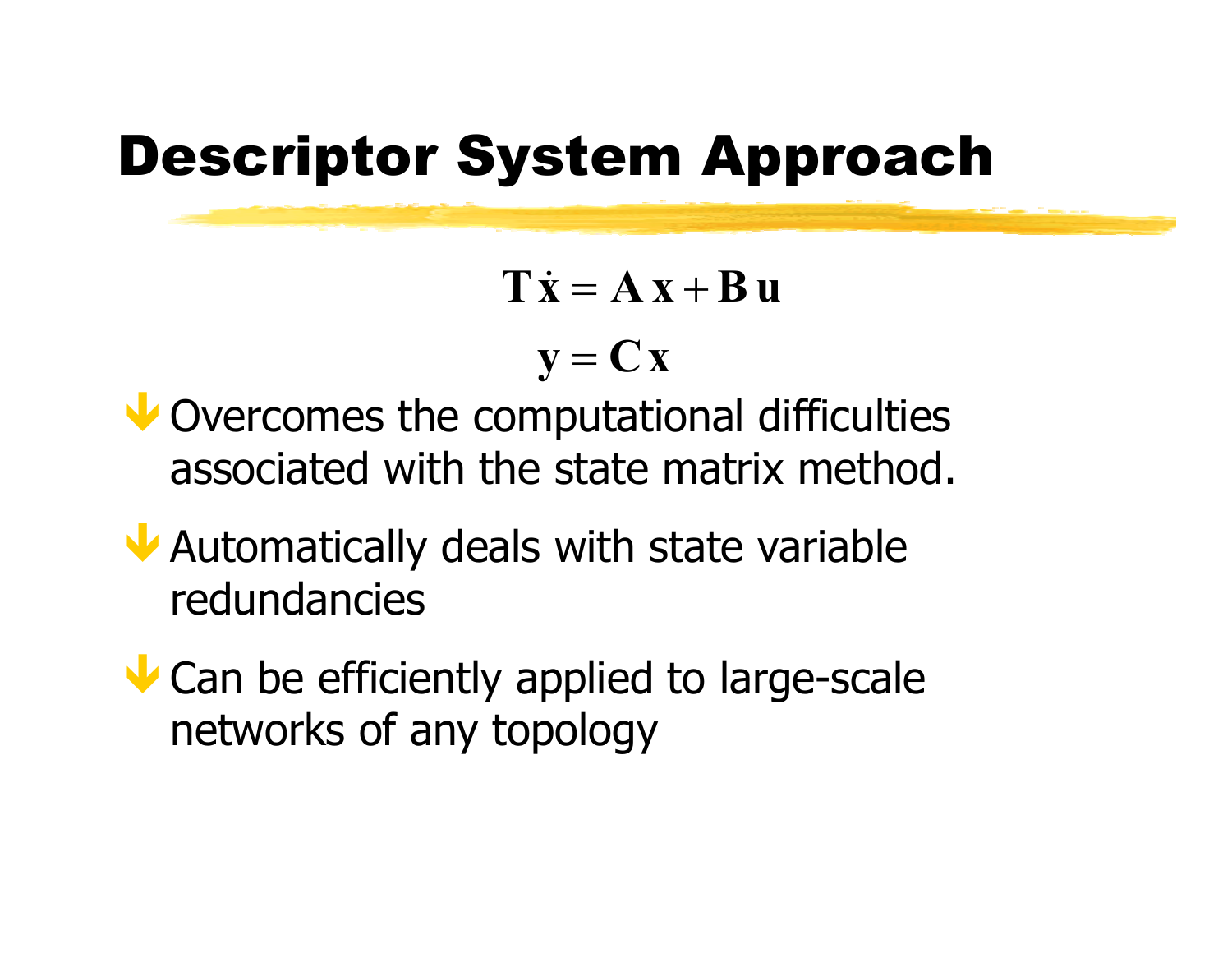# Descriptor System Approach

$$\mathbf{T}\dot{\mathbf{x}} = \mathbf{A}\,\mathbf{x} + \mathbf{B}\,\mathbf{u}$$

$$\mathbf{y} = \mathbf{C}\,\mathbf{x}$$

- Overcomes the computational difficulties associated with the state matrix method.
- Automatically deals with state variable redundancies
- Can be efficiently applied to large-scale networks of any topology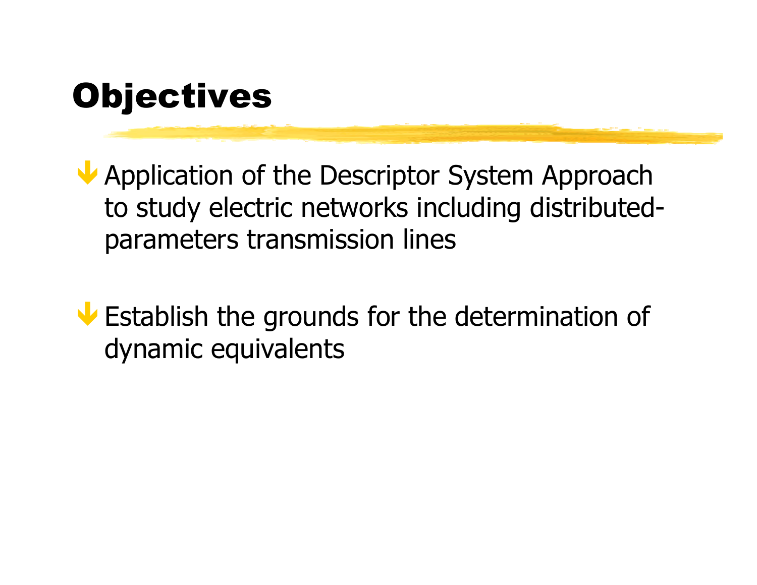# Objectives

- Application of the Descriptor System Approach to study electric networks including distributed-parameters transmission lines

- Establish the grounds for the determination of dynamic equivalents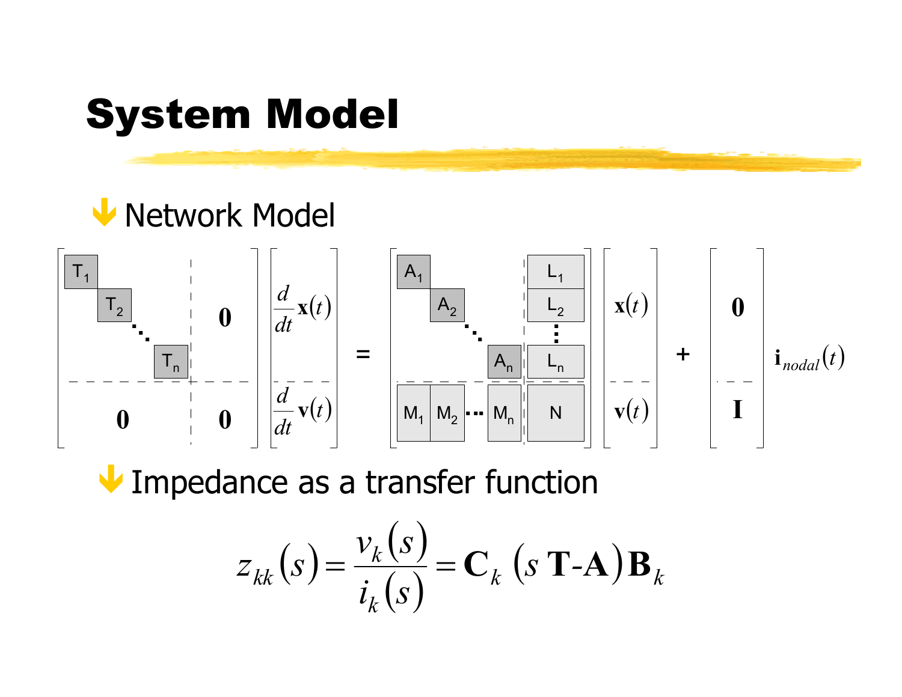# System Model

- Network Model

$$
\begin{bmatrix}
\begin{matrix} T_1 & & & \\ & T_2 & & \\ & & \ddots & \\ & & & T_n \end{matrix} & \mathbf{0} \\
\mathbf{0} & \mathbf{0}
\end{bmatrix}
\begin{bmatrix}
\frac{d}{dt}\mathbf{x}(t) \\
\frac{d}{dt}\mathbf{v}(t)
\end{bmatrix}
=
\begin{bmatrix}
\begin{matrix} A_1 & & & \\ & A_2 & & \\ & & \ddots & \\ & & & A_n \end{matrix} & \begin{matrix} L_1 \\ L_2 \\ \vdots \\ L_n \end{matrix} \\
\begin{matrix} M_1 & M_2 & \cdots & M_n \end{matrix} & N
\end{bmatrix}
\begin{bmatrix}
\mathbf{x}(t) \\
\mathbf{v}(t)
\end{bmatrix}
+
\begin{bmatrix}
\mathbf{0} \\
\mathbf{I}
\end{bmatrix}
\mathbf{i}_{nodal}(t)
$$

- Impedance as a transfer function

$$
z_{kk}(s) = \frac{v_k(s)}{i_k(s)} = \mathbf{C}_k \left(s\,\mathbf{T}\text{-}\mathbf{A}\right)\mathbf{B}_k
$$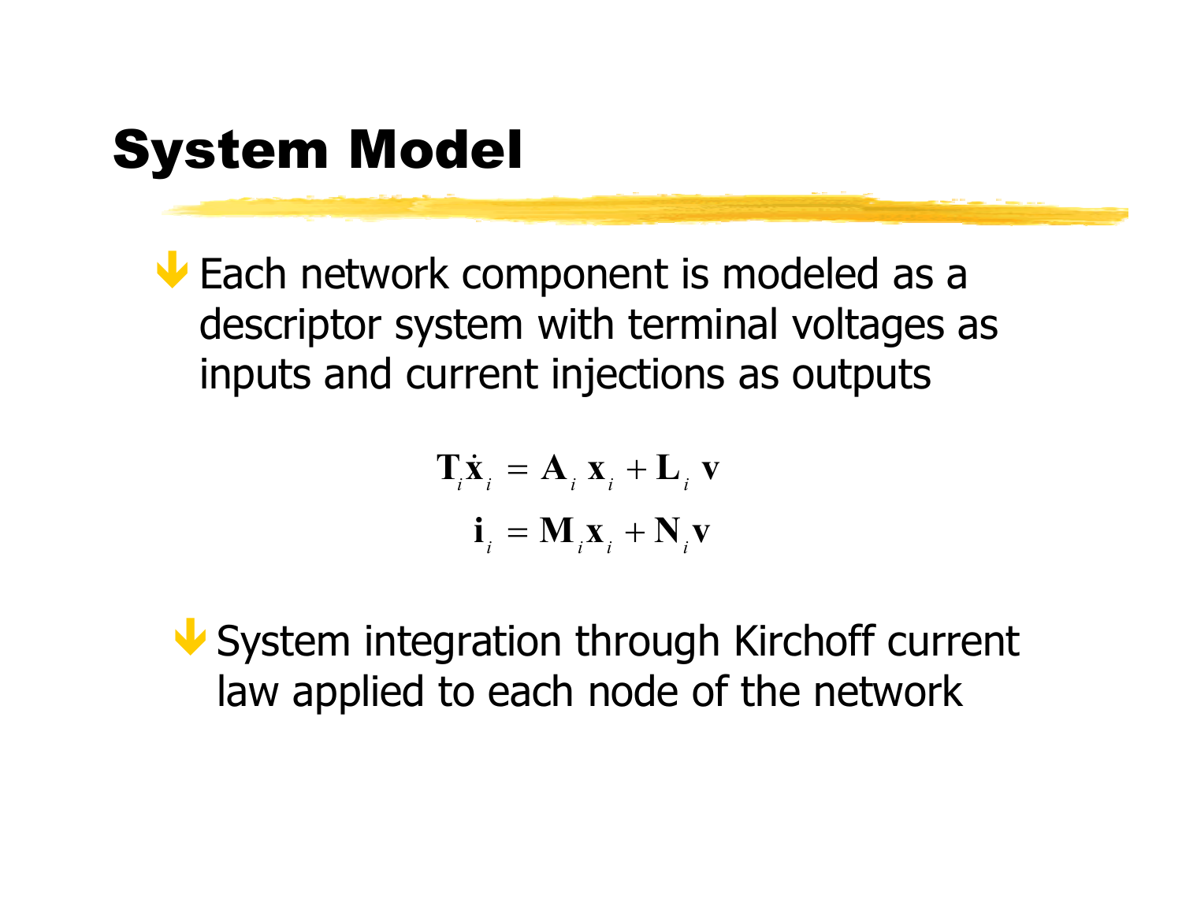# System Model

- Each network component is modeled as a descriptor system with terminal voltages as inputs and current injections as outputs

$$
\begin{aligned}
\mathbf{T}_i \dot{\mathbf{x}}_i &= \mathbf{A}_i \, \mathbf{x}_i + \mathbf{L}_i \, \mathbf{v} \\
\mathbf{i}_i &= \mathbf{M}_i \mathbf{x}_i + \mathbf{N}_i \mathbf{v}
\end{aligned}
$$

- System integration through Kirchoff current law applied to each node of the network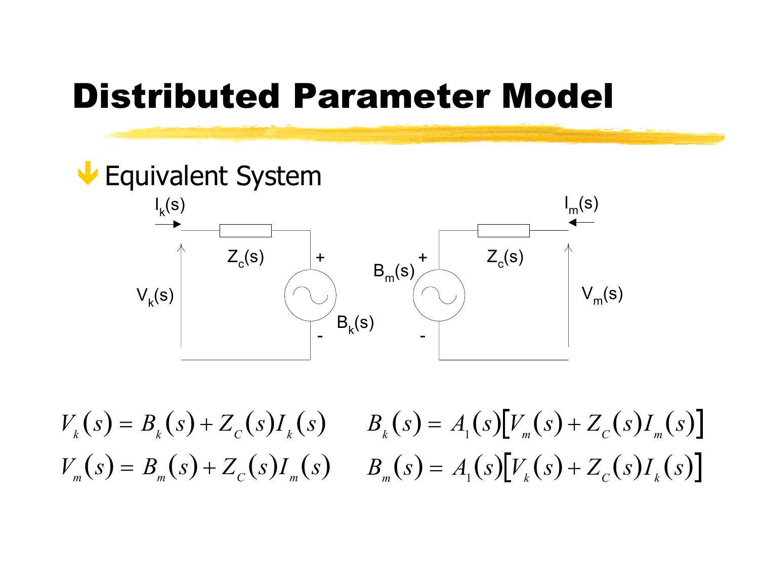# Distributed Parameter Model

- Equivalent System

$$V_k(s) = B_k(s) + Z_C(s) I_k(s) \qquad B_k(s) = A_1(s)\left[V_m(s) + Z_C(s) I_m(s)\right]$$

$$V_m(s) = B_m(s) + Z_C(s) I_m(s) \qquad B_m(s) = A_1(s)\left[V_k(s) + Z_C(s) I_k(s)\right]$$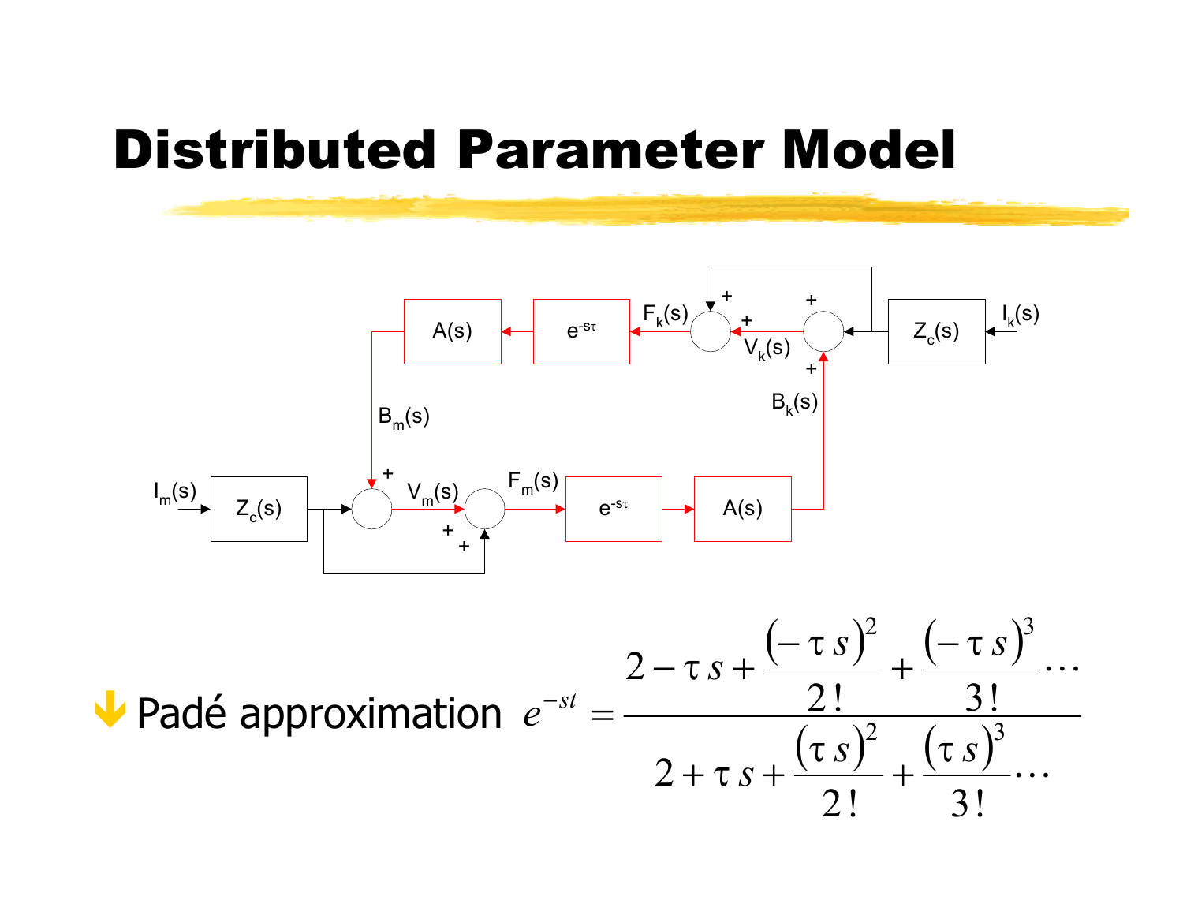# Distributed Parameter Model

- Padé approximation $e^{-st} = \dfrac{2 - \tau s + \dfrac{(-\tau s)^2}{2!} + \dfrac{(-\tau s)^3}{3!} \cdots}{2 + \tau s + \dfrac{(\tau s)^2}{2!} + \dfrac{(\tau s)^3}{3!} \cdots}$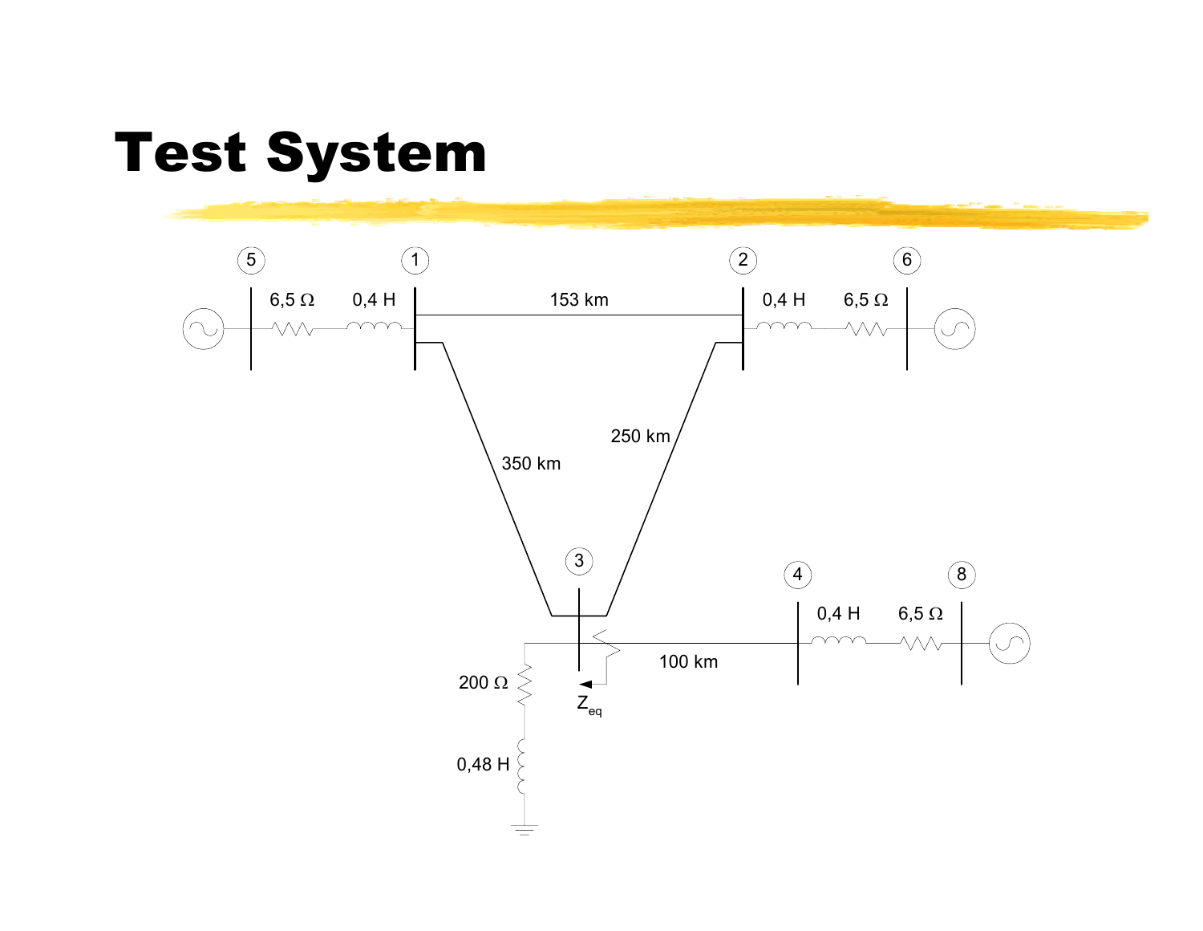# Test System

5 — 6,5 Ω — 0,4 H — 1 — 153 km — 2 — 0,4 H — 6,5 Ω — 6

1 — 350 km — 3

2 — 250 km — 3

3 — 100 km — 4 — 0,4 H — 6,5 Ω — 8

3 — 200 Ω — 0,48 H — ground

$Z_{eq}$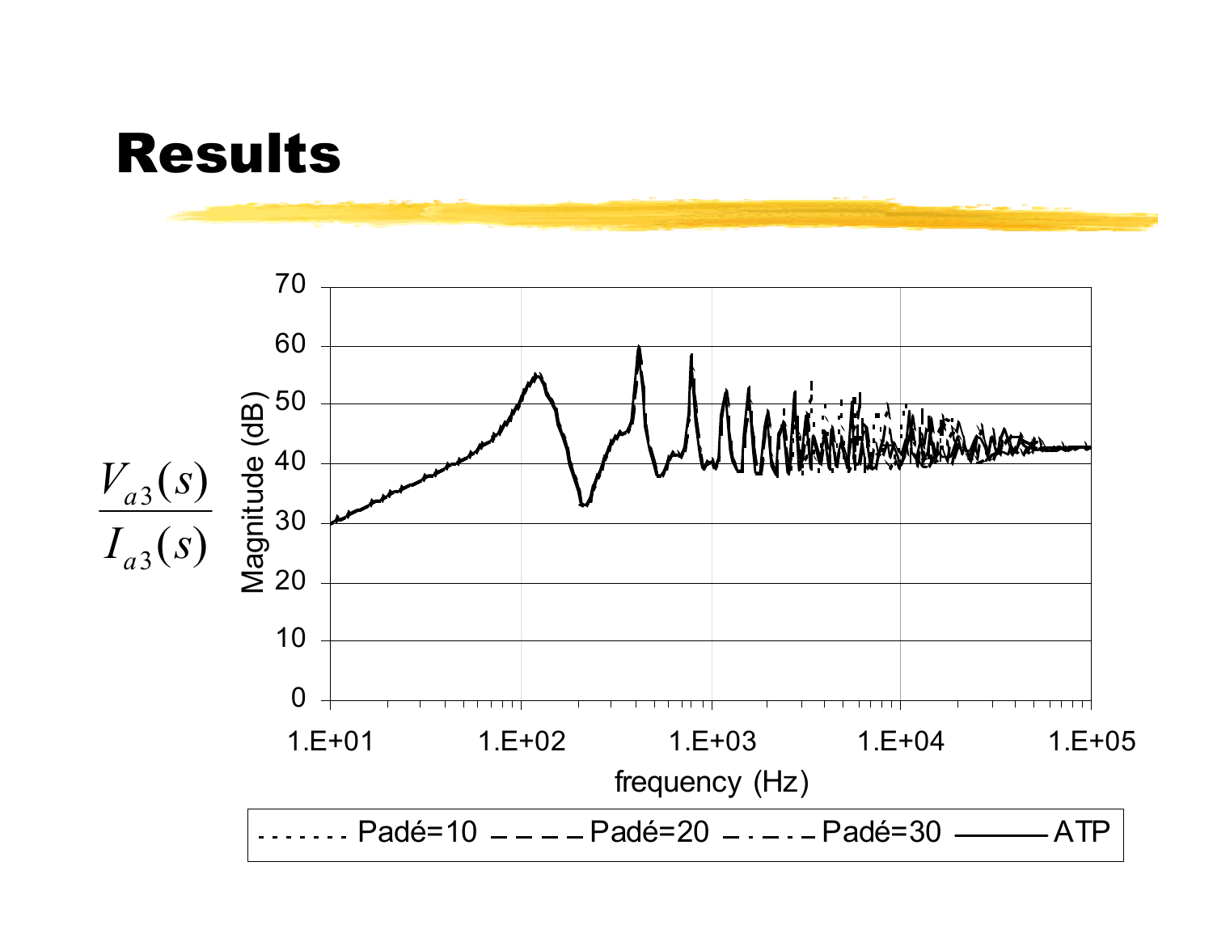# Results

$$\frac{V_{a3}(s)}{I_{a3}(s)}$$

Magnitude (dB)

frequency (Hz)

Padé=10 Padé=20 Padé=30 ATP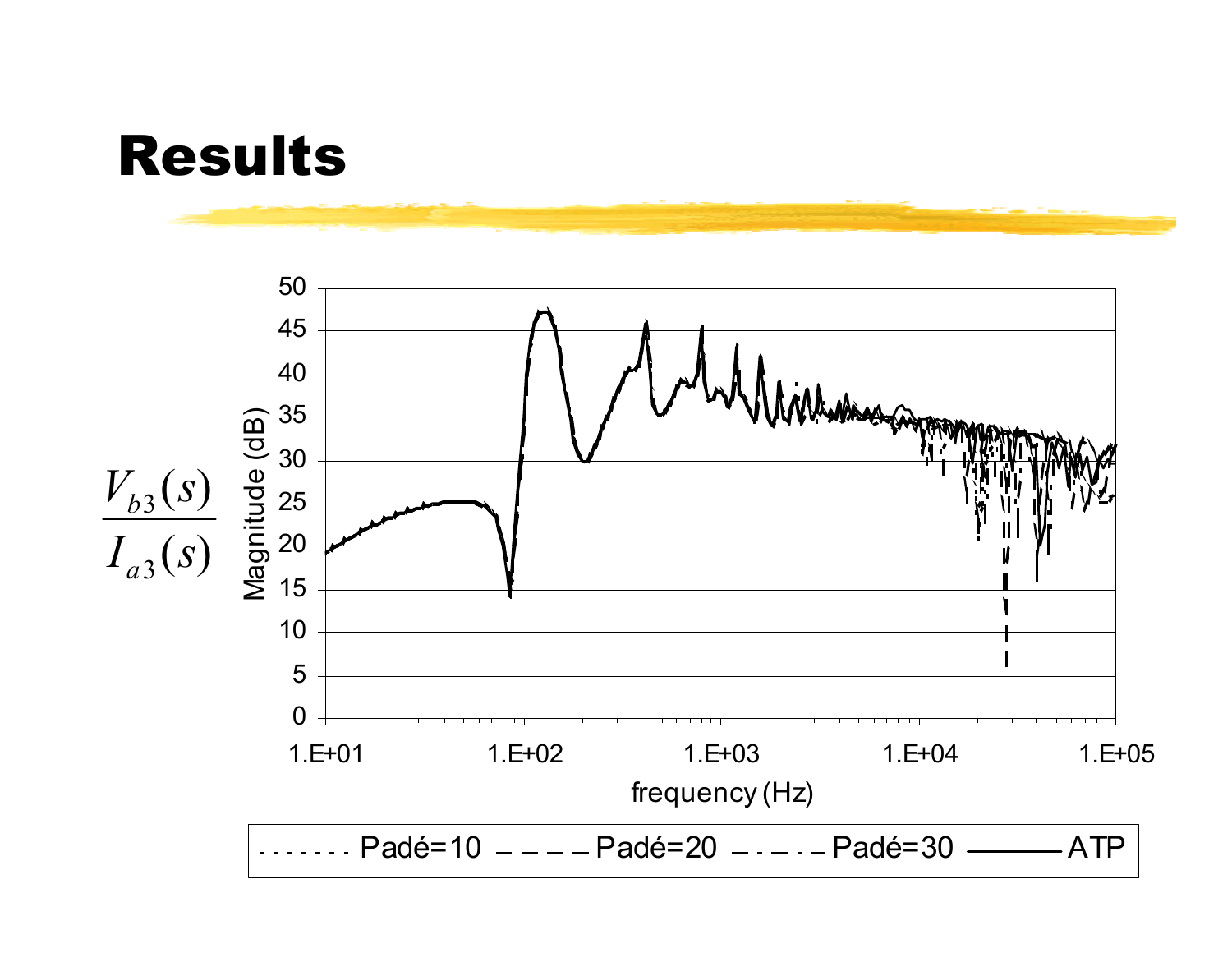# Results

$$\frac{V_{b3}(s)}{I_{a3}(s)}$$

Magnitude (dB)

frequency (Hz)

Padé=10 Padé=20 Padé=30 ATP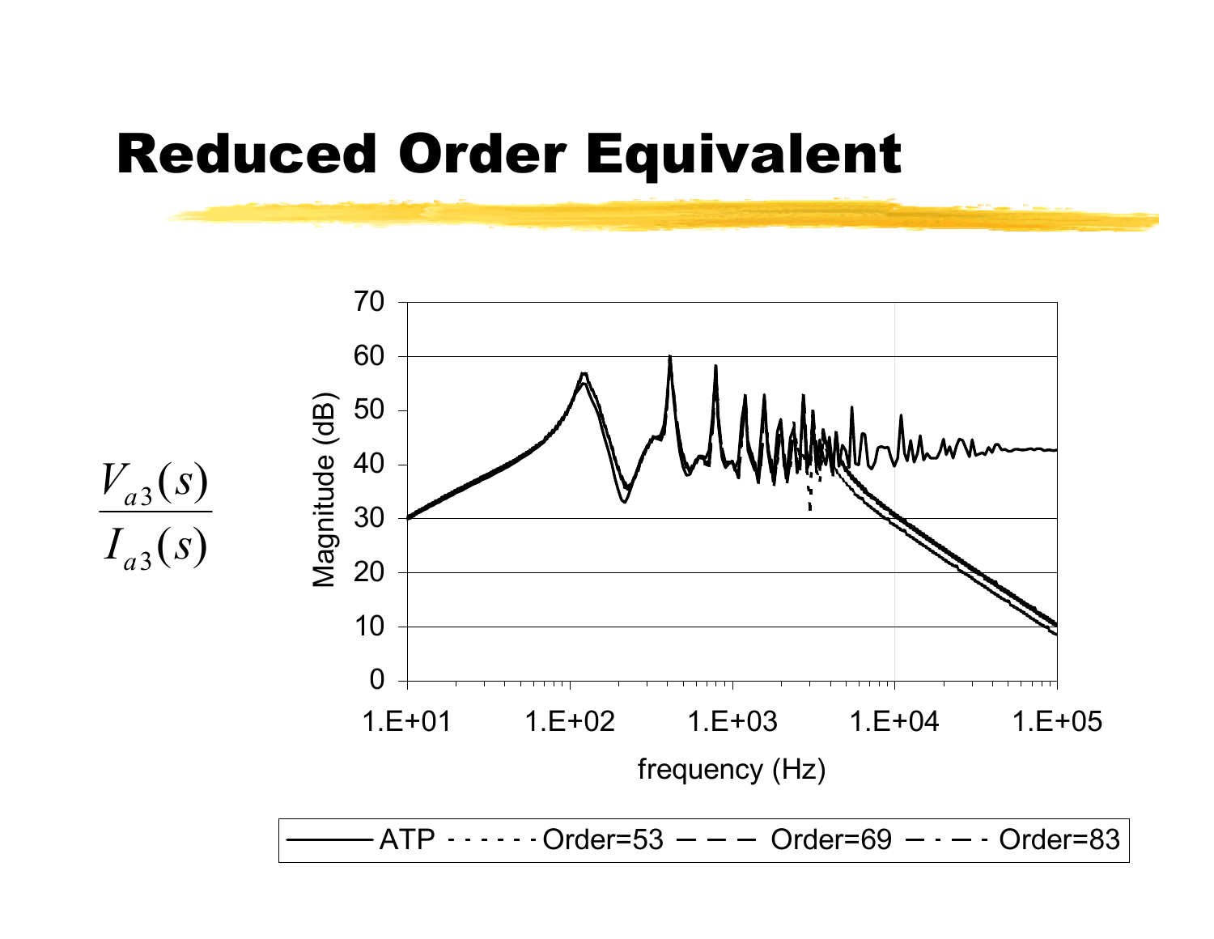# Reduced Order Equivalent

$$\frac{V_{a3}(s)}{I_{a3}(s)}$$

Magnitude (dB)

frequency (Hz)

ATP - - - - - - Order=53 — — — Order=69 — · — · Order=83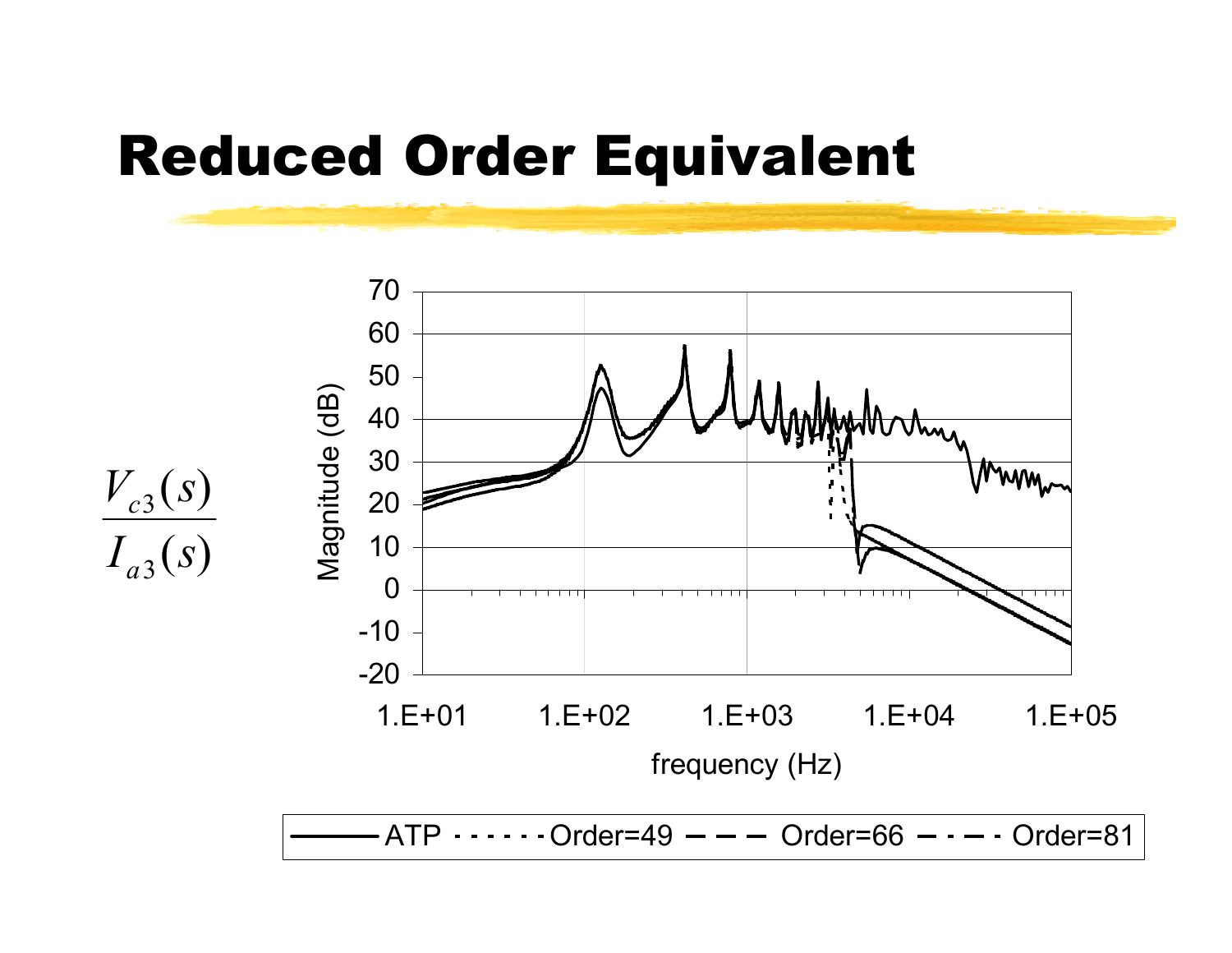# Reduced Order Equivalent

$$\frac{V_{c3}(s)}{I_{a3}(s)}$$

Magnitude (dB)

70, 60, 50, 40, 30, 20, 10, 0, -10, -20

1.E+01, 1.E+02, 1.E+03, 1.E+04, 1.E+05

frequency (Hz)

ATP - - - - - - Order=49 — — — Order=66 — · — · Order=81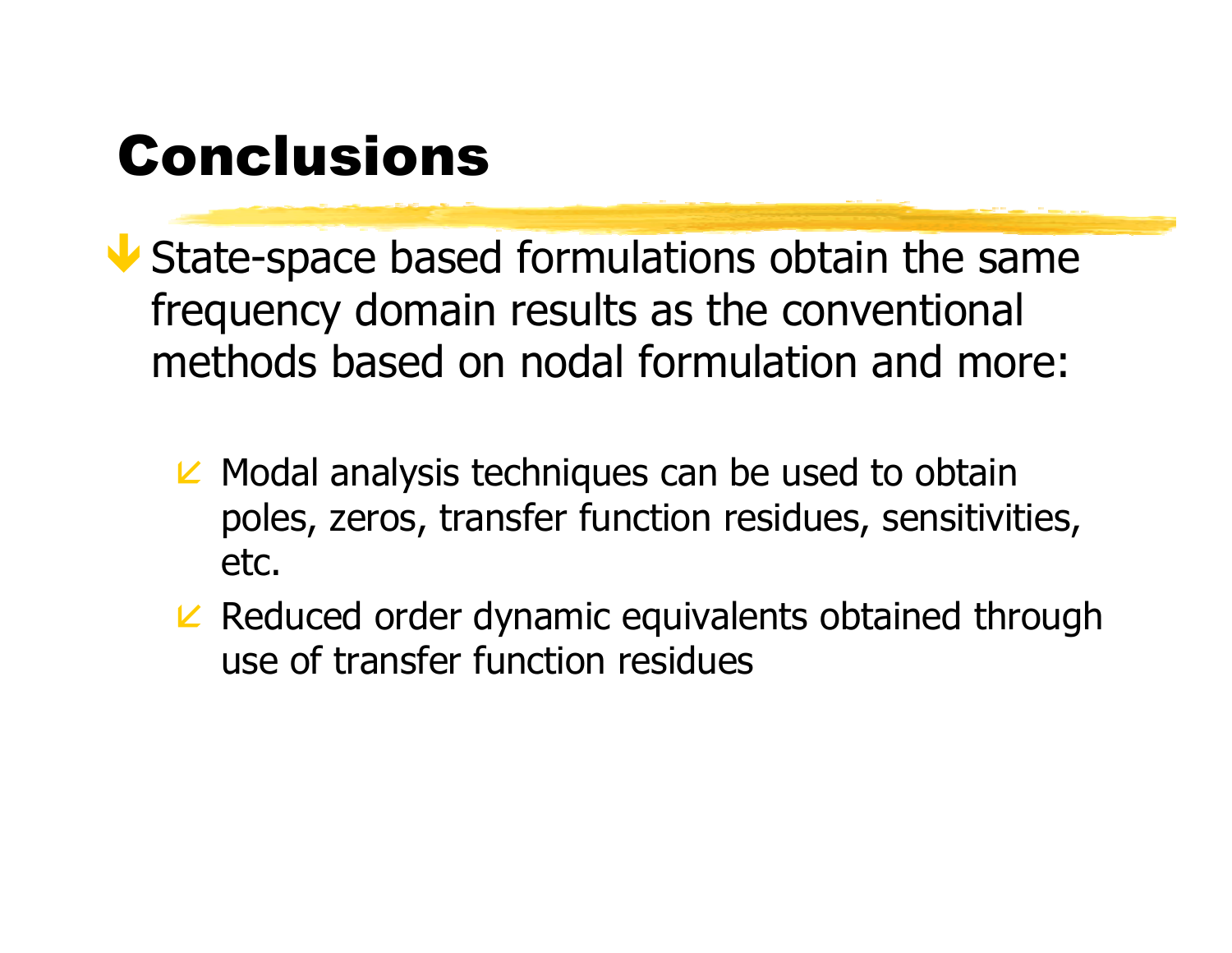# Conclusions

- State-space based formulations obtain the same frequency domain results as the conventional methods based on nodal formulation and more:
  - Modal analysis techniques can be used to obtain poles, zeros, transfer function residues, sensitivities, etc.
  - Reduced order dynamic equivalents obtained through use of transfer function residues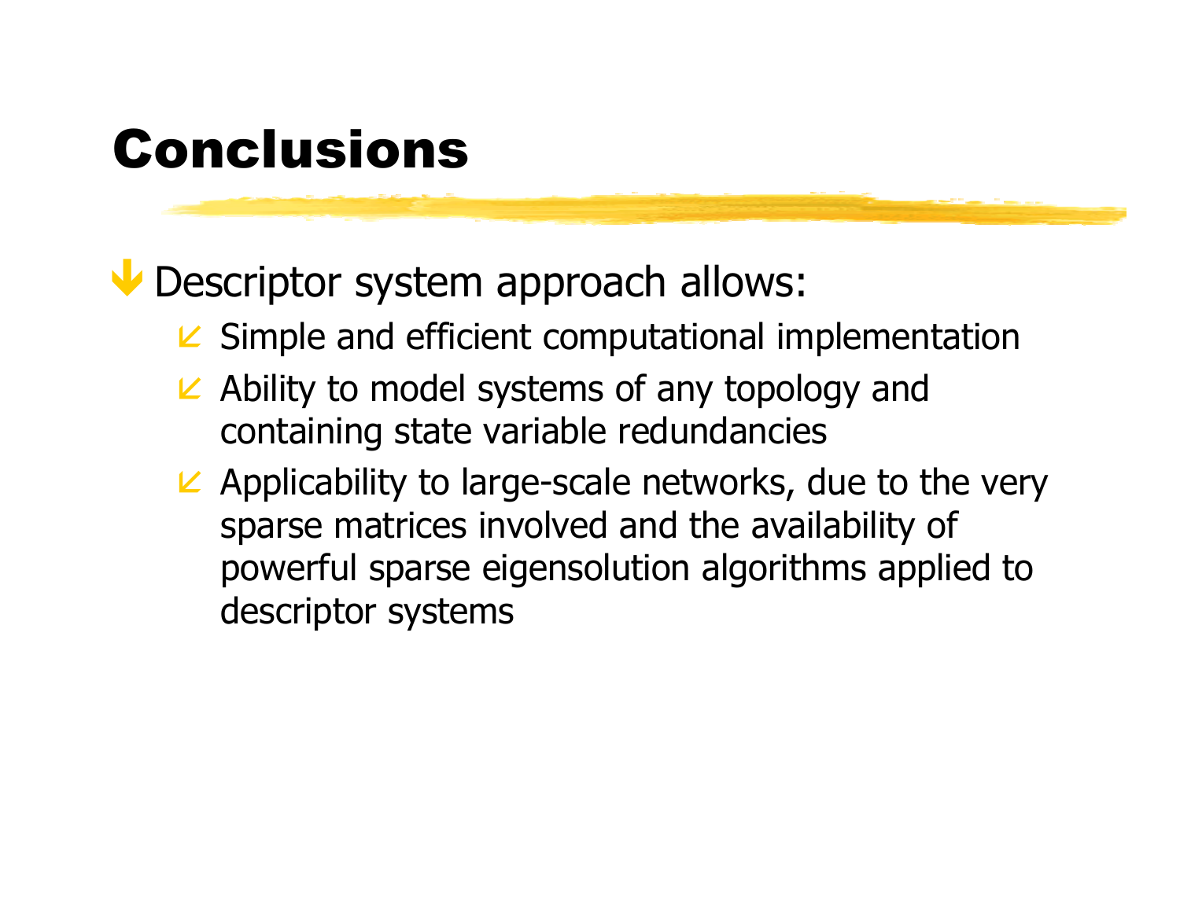# Conclusions

- Descriptor system approach allows:
  - Simple and efficient computational implementation
  - Ability to model systems of any topology and containing state variable redundancies
  - Applicability to large-scale networks, due to the very sparse matrices involved and the availability of powerful sparse eigensolution algorithms applied to descriptor systems